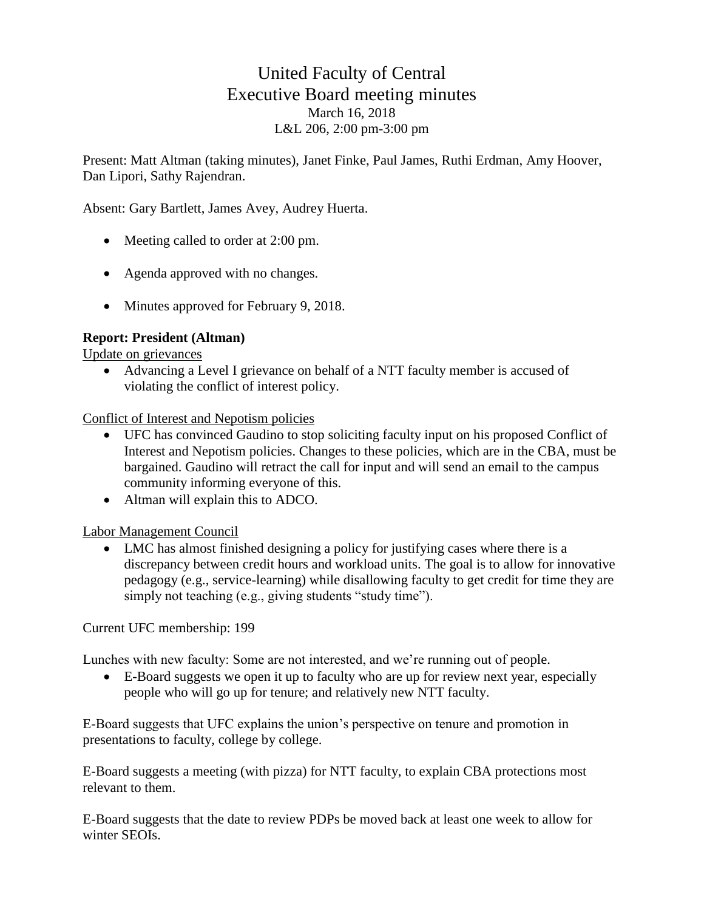# United Faculty of Central
# Executive Board meeting minutes

March 16, 2018
L&L 206, 2:00 pm-3:00 pm

Present: Matt Altman (taking minutes), Janet Finke, Paul James, Ruthi Erdman, Amy Hoover, Dan Lipori, Sathy Rajendran.

Absent: Gary Bartlett, James Avey, Audrey Huerta.

- Meeting called to order at 2:00 pm.
- Agenda approved with no changes.
- Minutes approved for February 9, 2018.

**Report: President (Altman)**

Update on grievances

- Advancing a Level I grievance on behalf of a NTT faculty member is accused of violating the conflict of interest policy.

Conflict of Interest and Nepotism policies

- UFC has convinced Gaudino to stop soliciting faculty input on his proposed Conflict of Interest and Nepotism policies. Changes to these policies, which are in the CBA, must be bargained. Gaudino will retract the call for input and will send an email to the campus community informing everyone of this.
- Altman will explain this to ADCO.

Labor Management Council

- LMC has almost finished designing a policy for justifying cases where there is a discrepancy between credit hours and workload units. The goal is to allow for innovative pedagogy (e.g., service-learning) while disallowing faculty to get credit for time they are simply not teaching (e.g., giving students "study time").

Current UFC membership: 199

Lunches with new faculty: Some are not interested, and we're running out of people.

- E-Board suggests we open it up to faculty who are up for review next year, especially people who will go up for tenure; and relatively new NTT faculty.

E-Board suggests that UFC explains the union's perspective on tenure and promotion in presentations to faculty, college by college.

E-Board suggests a meeting (with pizza) for NTT faculty, to explain CBA protections most relevant to them.

E-Board suggests that the date to review PDPs be moved back at least one week to allow for winter SEOIs.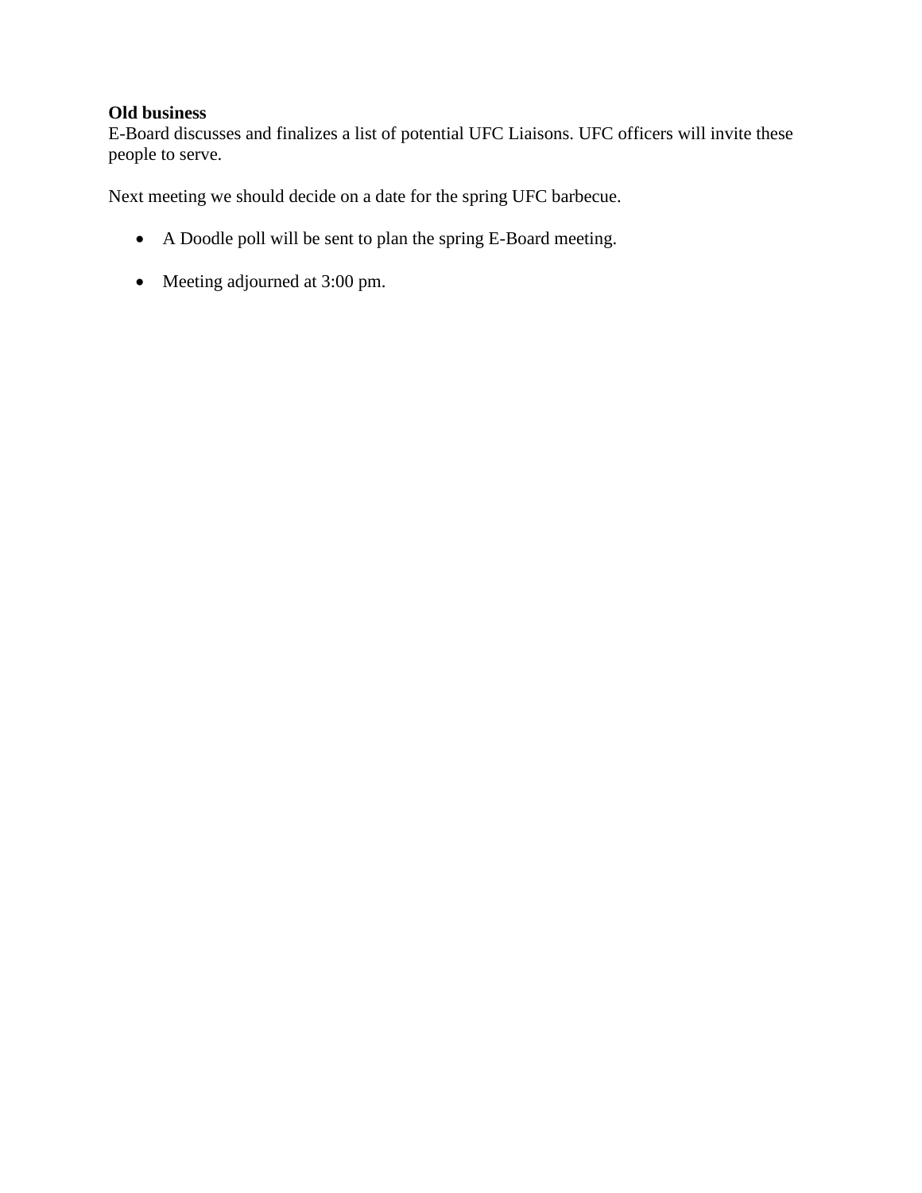**Old business**
E-Board discusses and finalizes a list of potential UFC Liaisons. UFC officers will invite these people to serve.

Next meeting we should decide on a date for the spring UFC barbecue.

- A Doodle poll will be sent to plan the spring E-Board meeting.

- Meeting adjourned at 3:00 pm.